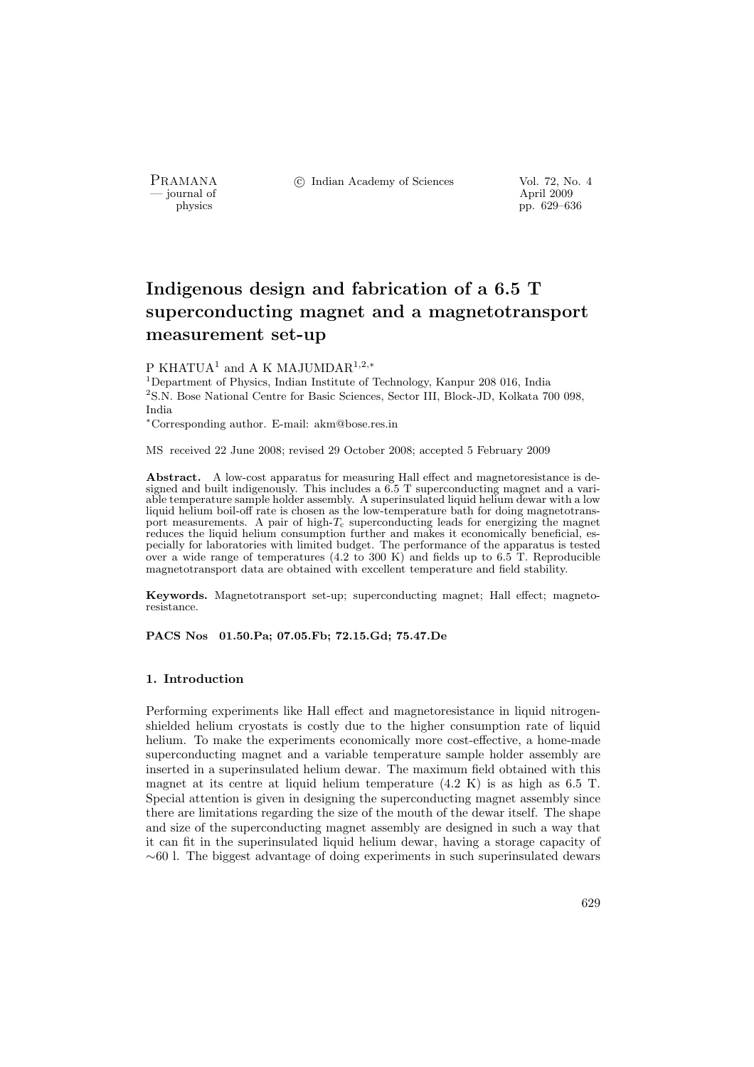# Indigenous design and fabrication of a 6.5 T superconducting magnet and a magnetotransport measurement set-up

P KHATUA[1] and A K MAJUMDAR[1,2,*]

[1]Department of Physics, Indian Institute of Technology, Kanpur 208 016, India
[2]S.N. Bose National Centre for Basic Sciences, Sector III, Block-JD, Kolkata 700 098, India
[*]Corresponding author. E-mail: akm@bose.res.in

MS received 22 June 2008; revised 29 October 2008; accepted 5 February 2009

**Abstract.** A low-cost apparatus for measuring Hall effect and magnetoresistance is designed and built indigenously. This includes a 6.5 T superconducting magnet and a variable temperature sample holder assembly. A superinsulated liquid helium dewar with a low liquid helium boil-off rate is chosen as the low-temperature bath for doing magnetotransport measurements. A pair of high-$T_c$ superconducting leads for energizing the magnet reduces the liquid helium consumption further and makes it economically beneficial, especially for laboratories with limited budget. The performance of the apparatus is tested over a wide range of temperatures (4.2 to 300 K) and fields up to 6.5 T. Reproducible magnetotransport data are obtained with excellent temperature and field stability.

**Keywords.** Magnetotransport set-up; superconducting magnet; Hall effect; magnetoresistance.

**PACS Nos 01.50.Pa; 07.05.Fb; 72.15.Gd; 75.47.De**

## 1. Introduction

Performing experiments like Hall effect and magnetoresistance in liquid nitrogen-shielded helium cryostats is costly due to the higher consumption rate of liquid helium. To make the experiments economically more cost-effective, a home-made superconducting magnet and a variable temperature sample holder assembly are inserted in a superinsulated helium dewar. The maximum field obtained with this magnet at its centre at liquid helium temperature (4.2 K) is as high as 6.5 T. Special attention is given in designing the superconducting magnet assembly since there are limitations regarding the size of the mouth of the dewar itself. The shape and size of the superconducting magnet assembly are designed in such a way that it can fit in the superinsulated liquid helium dewar, having a storage capacity of ~60 l. The biggest advantage of doing experiments in such superinsulated dewars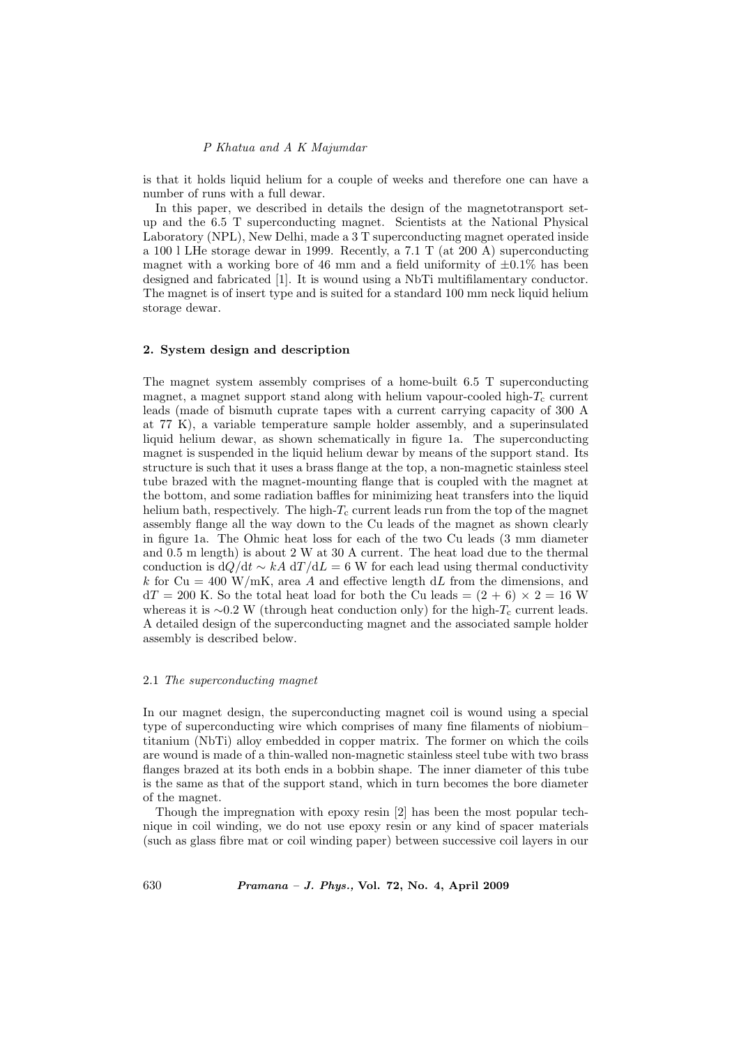is that it holds liquid helium for a couple of weeks and therefore one can have a number of runs with a full dewar.

In this paper, we described in details the design of the magnetotransport set-up and the 6.5 T superconducting magnet. Scientists at the National Physical Laboratory (NPL), New Delhi, made a 3 T superconducting magnet operated inside a 100 l LHe storage dewar in 1999. Recently, a 7.1 T (at 200 A) superconducting magnet with a working bore of 46 mm and a field uniformity of $\pm 0.1\%$ has been designed and fabricated [1]. It is wound using a NbTi multifilamentary conductor. The magnet is of insert type and is suited for a standard 100 mm neck liquid helium storage dewar.

## 2. System design and description

The magnet system assembly comprises of a home-built 6.5 T superconducting magnet, a magnet support stand along with helium vapour-cooled high-$T_c$ current leads (made of bismuth cuprate tapes with a current carrying capacity of 300 A at 77 K), a variable temperature sample holder assembly, and a superinsulated liquid helium dewar, as shown schematically in figure 1a. The superconducting magnet is suspended in the liquid helium dewar by means of the support stand. Its structure is such that it uses a brass flange at the top, a non-magnetic stainless steel tube brazed with the magnet-mounting flange that is coupled with the magnet at the bottom, and some radiation baffles for minimizing heat transfers into the liquid helium bath, respectively. The high-$T_c$ current leads run from the top of the magnet assembly flange all the way down to the Cu leads of the magnet as shown clearly in figure 1a. The Ohmic heat loss for each of the two Cu leads (3 mm diameter and 0.5 m length) is about 2 W at 30 A current. The heat load due to the thermal conduction is $\mathrm{d}Q/\mathrm{d}t \sim kA\ \mathrm{d}T/\mathrm{d}L = 6$ W for each lead using thermal conductivity $k$ for Cu = 400 W/mK, area $A$ and effective length $\mathrm{d}L$ from the dimensions, and $\mathrm{d}T = 200$ K. So the total heat load for both the Cu leads = $(2 + 6) \times 2 = 16$ W whereas it is $\sim$0.2 W (through heat conduction only) for the high-$T_c$ current leads. A detailed design of the superconducting magnet and the associated sample holder assembly is described below.

### 2.1 *The superconducting magnet*

In our magnet design, the superconducting magnet coil is wound using a special type of superconducting wire which comprises of many fine filaments of niobium–titanium (NbTi) alloy embedded in copper matrix. The former on which the coils are wound is made of a thin-walled non-magnetic stainless steel tube with two brass flanges brazed at its both ends in a bobbin shape. The inner diameter of this tube is the same as that of the support stand, which in turn becomes the bore diameter of the magnet.

Though the impregnation with epoxy resin [2] has been the most popular technique in coil winding, we do not use epoxy resin or any kind of spacer materials (such as glass fibre mat or coil winding paper) between successive coil layers in our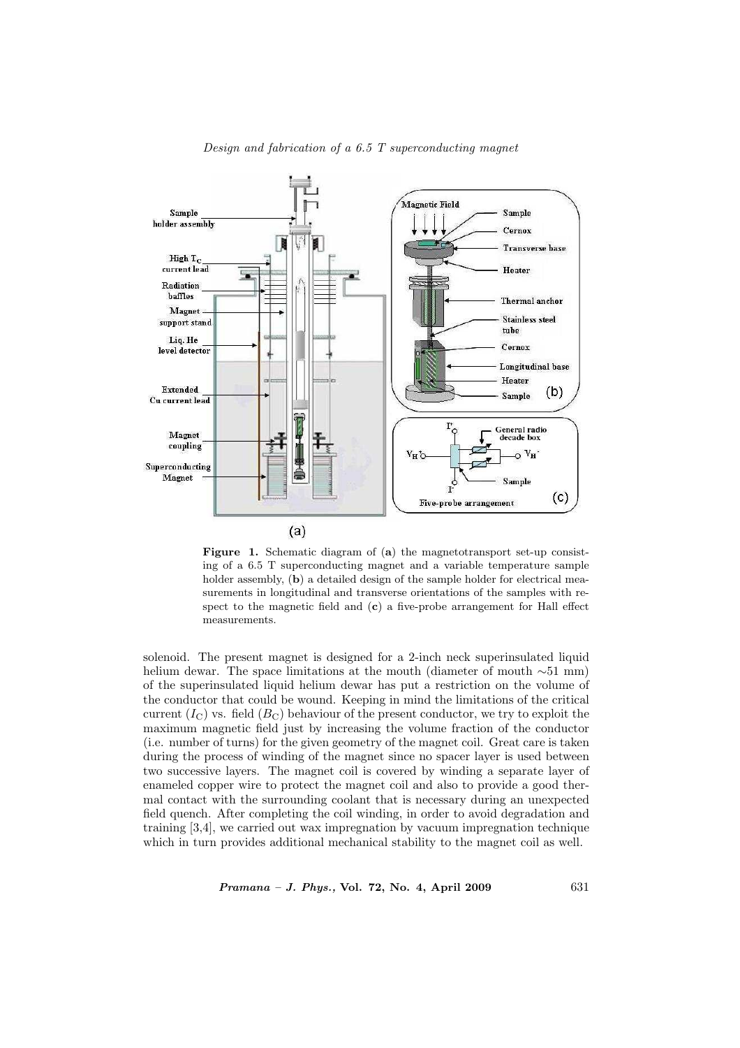**Figure 1.** Schematic diagram of (**a**) the magnetotransport set-up consisting of a 6.5 T superconducting magnet and a variable temperature sample holder assembly, (**b**) a detailed design of the sample holder for electrical measurements in longitudinal and transverse orientations of the samples with respect to the magnetic field and (**c**) a five-probe arrangement for Hall effect measurements.

solenoid. The present magnet is designed for a 2-inch neck superinsulated liquid helium dewar. The space limitations at the mouth (diameter of mouth ∼51 mm) of the superinsulated liquid helium dewar has put a restriction on the volume of the conductor that could be wound. Keeping in mind the limitations of the critical current ($I_C$) vs. field ($B_C$) behaviour of the present conductor, we try to exploit the maximum magnetic field just by increasing the volume fraction of the conductor (i.e. number of turns) for the given geometry of the magnet coil. Great care is taken during the process of winding of the magnet since no spacer layer is used between two successive layers. The magnet coil is covered by winding a separate layer of enameled copper wire to protect the magnet coil and also to provide a good thermal contact with the surrounding coolant that is necessary during an unexpected field quench. After completing the coil winding, in order to avoid degradation and training [3,4], we carried out wax impregnation by vacuum impregnation technique which in turn provides additional mechanical stability to the magnet coil as well.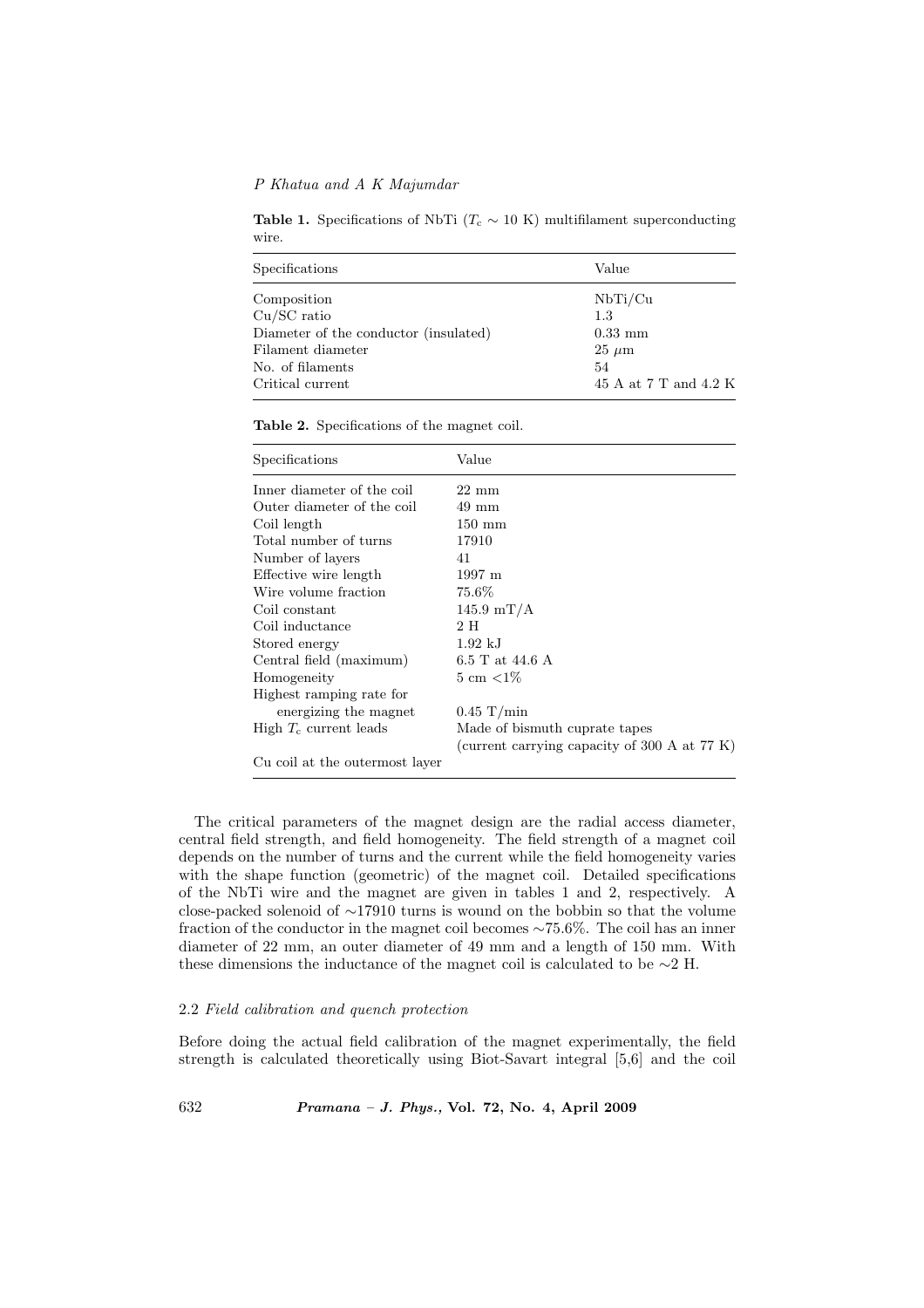**Table 1.** Specifications of NbTi ($T_c \sim 10$ K) multifilament superconducting wire.

| Specifications | Value |
|---|---|
| Composition | NbTi/Cu |
| Cu/SC ratio | 1.3 |
| Diameter of the conductor (insulated) | 0.33 mm |
| Filament diameter | 25 $\mu$m |
| No. of filaments | 54 |
| Critical current | 45 A at 7 T and 4.2 K |

**Table 2.** Specifications of the magnet coil.

| Specifications | Value |
|---|---|
| Inner diameter of the coil | 22 mm |
| Outer diameter of the coil | 49 mm |
| Coil length | 150 mm |
| Total number of turns | 17910 |
| Number of layers | 41 |
| Effective wire length | 1997 m |
| Wire volume fraction | 75.6% |
| Coil constant | 145.9 mT/A |
| Coil inductance | 2 H |
| Stored energy | 1.92 kJ |
| Central field (maximum) | 6.5 T at 44.6 A |
| Homogeneity | 5 cm <1% |
| Highest ramping rate for energizing the magnet | 0.45 T/min |
| High $T_c$ current leads | Made of bismuth cuprate tapes (current carrying capacity of 300 A at 77 K) |
| Cu coil at the outermost layer | |

The critical parameters of the magnet design are the radial access diameter, central field strength, and field homogeneity. The field strength of a magnet coil depends on the number of turns and the current while the field homogeneity varies with the shape function (geometric) of the magnet coil. Detailed specifications of the NbTi wire and the magnet are given in tables 1 and 2, respectively. A close-packed solenoid of ∼17910 turns is wound on the bobbin so that the volume fraction of the conductor in the magnet coil becomes ∼75.6%. The coil has an inner diameter of 22 mm, an outer diameter of 49 mm and a length of 150 mm. With these dimensions the inductance of the magnet coil is calculated to be ∼2 H.

### 2.2 *Field calibration and quench protection*

Before doing the actual field calibration of the magnet experimentally, the field strength is calculated theoretically using Biot-Savart integral [5,6] and the coil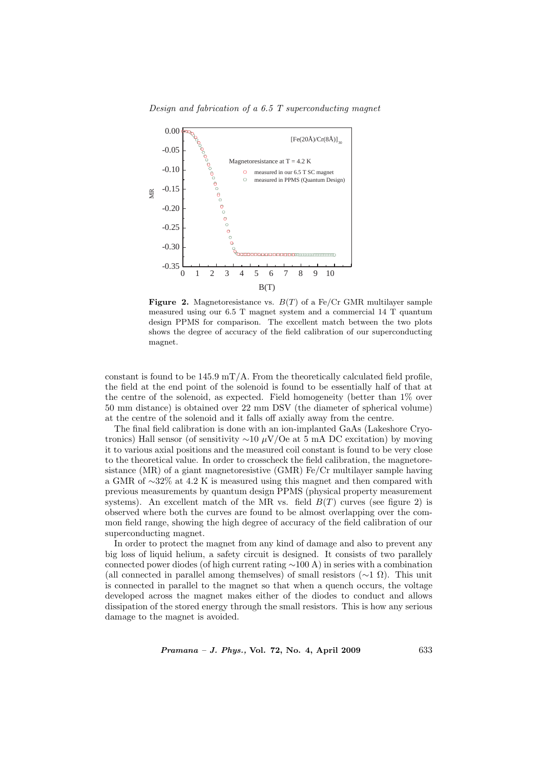**Figure 2.** Magnetoresistance vs. $B(T)$ of a Fe/Cr GMR multilayer sample measured using our 6.5 T magnet system and a commercial 14 T quantum design PPMS for comparison. The excellent match between the two plots shows the degree of accuracy of the field calibration of our superconducting magnet.

constant is found to be 145.9 mT/A. From the theoretically calculated field profile, the field at the end point of the solenoid is found to be essentially half of that at the centre of the solenoid, as expected. Field homogeneity (better than 1% over 50 mm distance) is obtained over 22 mm DSV (the diameter of spherical volume) at the centre of the solenoid and it falls off axially away from the centre.

The final field calibration is done with an ion-implanted GaAs (Lakeshore Cryotronics) Hall sensor (of sensitivity $\sim$10 $\mu$V/Oe at 5 mA DC excitation) by moving it to various axial positions and the measured coil constant is found to be very close to the theoretical value. In order to crosscheck the field calibration, the magnetoresistance (MR) of a giant magnetoresistive (GMR) Fe/Cr multilayer sample having a GMR of $\sim$32% at 4.2 K is measured using this magnet and then compared with previous measurements by quantum design PPMS (physical property measurement systems). An excellent match of the MR vs. field $B(T)$ curves (see figure 2) is observed where both the curves are found to be almost overlapping over the common field range, showing the high degree of accuracy of the field calibration of our superconducting magnet.

In order to protect the magnet from any kind of damage and also to prevent any big loss of liquid helium, a safety circuit is designed. It consists of two parallely connected power diodes (of high current rating $\sim$100 A) in series with a combination (all connected in parallel among themselves) of small resistors ($\sim$1 $\Omega$). This unit is connected in parallel to the magnet so that when a quench occurs, the voltage developed across the magnet makes either of the diodes to conduct and allows dissipation of the stored energy through the small resistors. This is how any serious damage to the magnet is avoided.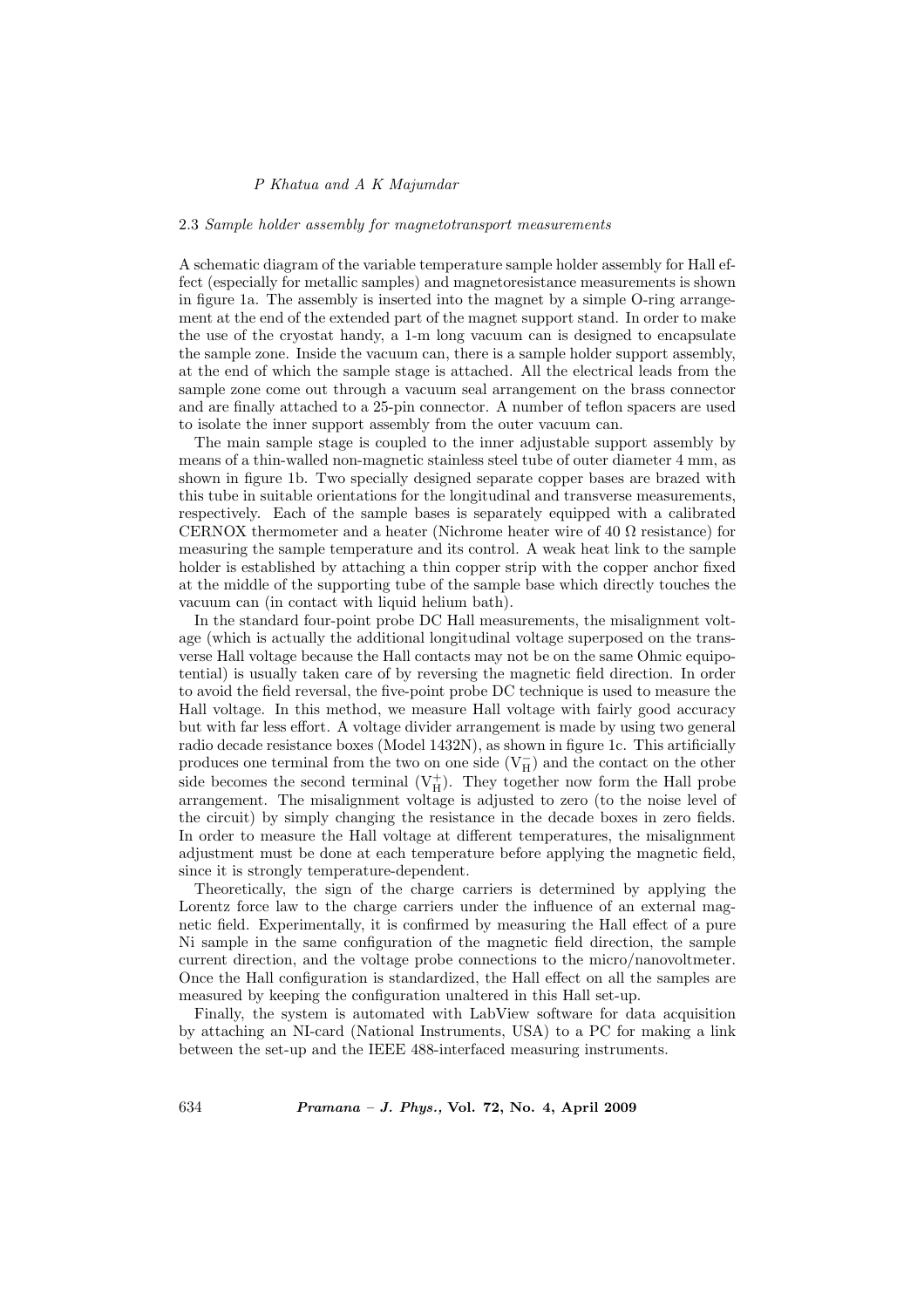### 2.3 *Sample holder assembly for magnetotransport measurements*

A schematic diagram of the variable temperature sample holder assembly for Hall effect (especially for metallic samples) and magnetoresistance measurements is shown in figure 1a. The assembly is inserted into the magnet by a simple O-ring arrangement at the end of the extended part of the magnet support stand. In order to make the use of the cryostat handy, a 1-m long vacuum can is designed to encapsulate the sample zone. Inside the vacuum can, there is a sample holder support assembly, at the end of which the sample stage is attached. All the electrical leads from the sample zone come out through a vacuum seal arrangement on the brass connector and are finally attached to a 25-pin connector. A number of teflon spacers are used to isolate the inner support assembly from the outer vacuum can.

The main sample stage is coupled to the inner adjustable support assembly by means of a thin-walled non-magnetic stainless steel tube of outer diameter 4 mm, as shown in figure 1b. Two specially designed separate copper bases are brazed with this tube in suitable orientations for the longitudinal and transverse measurements, respectively. Each of the sample bases is separately equipped with a calibrated CERNOX thermometer and a heater (Nichrome heater wire of 40 $\Omega$ resistance) for measuring the sample temperature and its control. A weak heat link to the sample holder is established by attaching a thin copper strip with the copper anchor fixed at the middle of the supporting tube of the sample base which directly touches the vacuum can (in contact with liquid helium bath).

In the standard four-point probe DC Hall measurements, the misalignment voltage (which is actually the additional longitudinal voltage superposed on the transverse Hall voltage because the Hall contacts may not be on the same Ohmic equipotential) is usually taken care of by reversing the magnetic field direction. In order to avoid the field reversal, the five-point probe DC technique is used to measure the Hall voltage. In this method, we measure Hall voltage with fairly good accuracy but with far less effort. A voltage divider arrangement is made by using two general radio decade resistance boxes (Model 1432N), as shown in figure 1c. This artificially produces one terminal from the two on one side ($V_H^-$) and the contact on the other side becomes the second terminal ($V_H^+$). They together now form the Hall probe arrangement. The misalignment voltage is adjusted to zero (to the noise level of the circuit) by simply changing the resistance in the decade boxes in zero fields. In order to measure the Hall voltage at different temperatures, the misalignment adjustment must be done at each temperature before applying the magnetic field, since it is strongly temperature-dependent.

Theoretically, the sign of the charge carriers is determined by applying the Lorentz force law to the charge carriers under the influence of an external magnetic field. Experimentally, it is confirmed by measuring the Hall effect of a pure Ni sample in the same configuration of the magnetic field direction, the sample current direction, and the voltage probe connections to the micro/nanovoltmeter. Once the Hall configuration is standardized, the Hall effect on all the samples are measured by keeping the configuration unaltered in this Hall set-up.

Finally, the system is automated with LabView software for data acquisition by attaching an NI-card (National Instruments, USA) to a PC for making a link between the set-up and the IEEE 488-interfaced measuring instruments.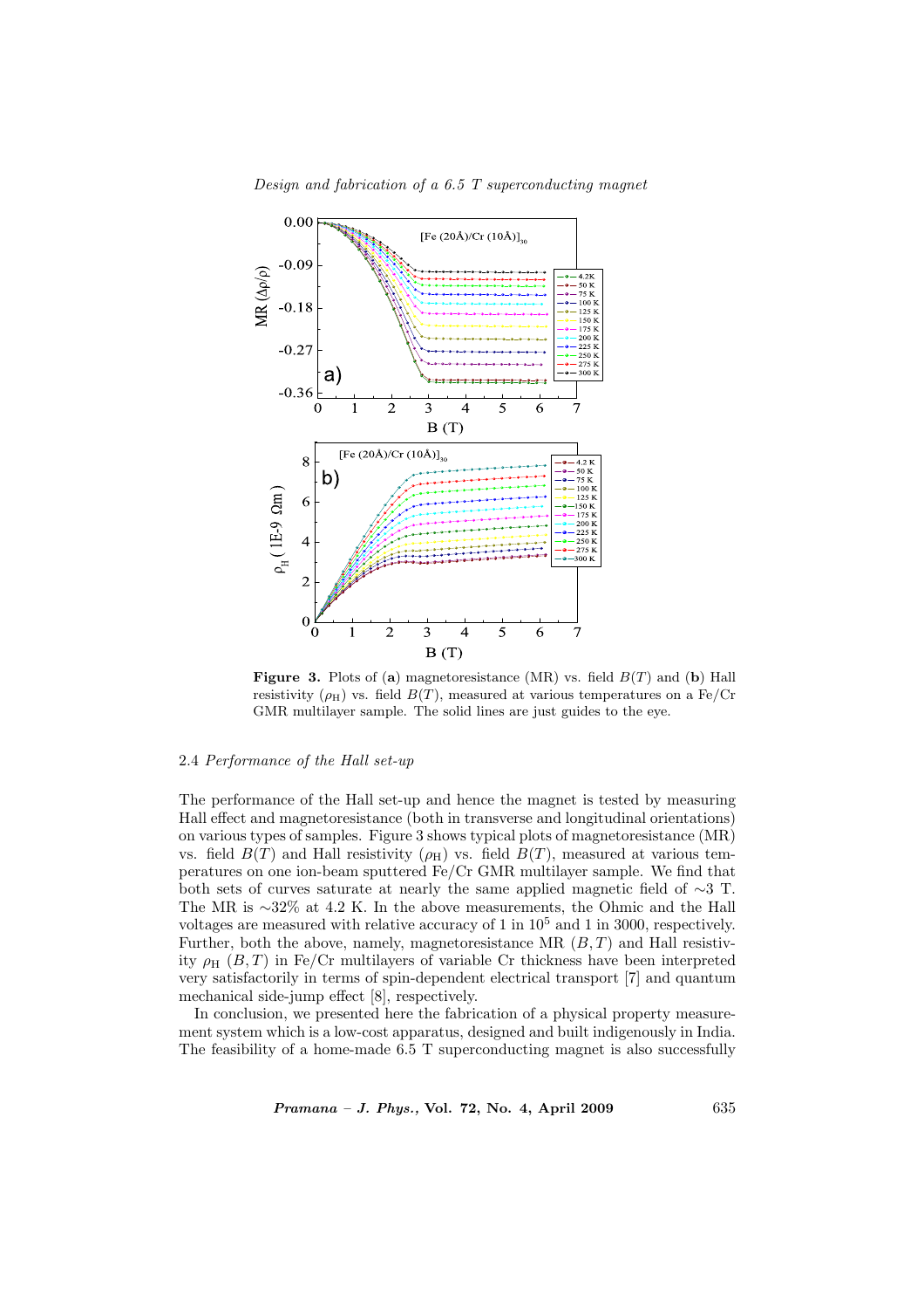Figure 3. Plots of (a) magnetoresistance (MR) vs. field $B(T)$ and (b) Hall resistivity ($\rho_H$) vs. field $B(T)$, measured at various temperatures on a Fe/Cr GMR multilayer sample. The solid lines are just guides to the eye.

### 2.4 *Performance of the Hall set-up*

The performance of the Hall set-up and hence the magnet is tested by measuring Hall effect and magnetoresistance (both in transverse and longitudinal orientations) on various types of samples. Figure 3 shows typical plots of magnetoresistance (MR) vs. field $B(T)$ and Hall resistivity ($\rho_H$) vs. field $B(T)$, measured at various temperatures on one ion-beam sputtered Fe/Cr GMR multilayer sample. We find that both sets of curves saturate at nearly the same applied magnetic field of $\sim$3 T. The MR is $\sim$32% at 4.2 K. In the above measurements, the Ohmic and the Hall voltages are measured with relative accuracy of 1 in $10^5$ and 1 in 3000, respectively. Further, both the above, namely, magnetoresistance MR $(B, T)$ and Hall resistivity $\rho_H$ $(B, T)$ in Fe/Cr multilayers of variable Cr thickness have been interpreted very satisfactorily in terms of spin-dependent electrical transport [7] and quantum mechanical side-jump effect [8], respectively.

In conclusion, we presented here the fabrication of a physical property measurement system which is a low-cost apparatus, designed and built indigenously in India. The feasibility of a home-made 6.5 T superconducting magnet is also successfully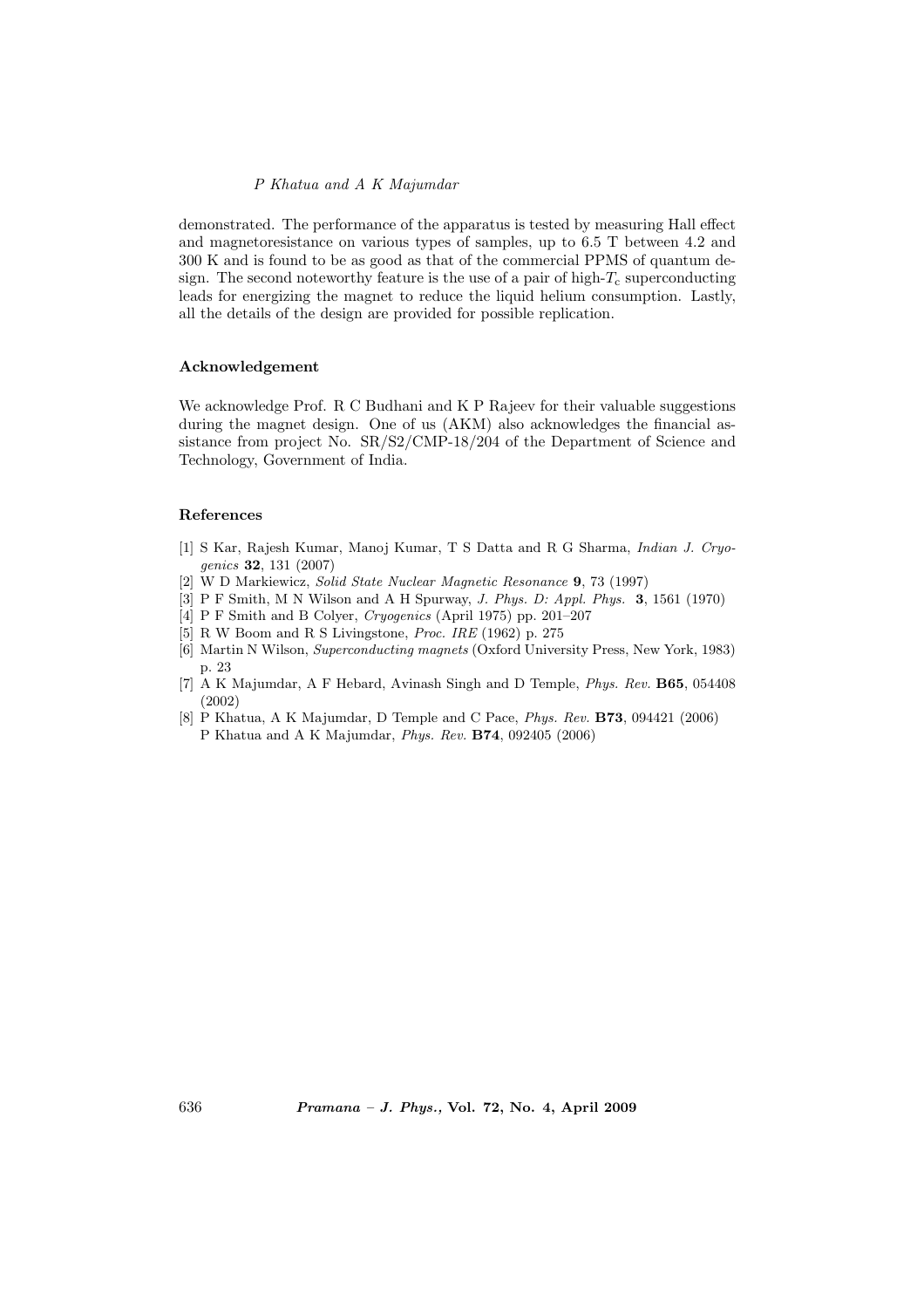demonstrated. The performance of the apparatus is tested by measuring Hall effect and magnetoresistance on various types of samples, up to 6.5 T between 4.2 and 300 K and is found to be as good as that of the commercial PPMS of quantum design. The second noteworthy feature is the use of a pair of high-$T_c$ superconducting leads for energizing the magnet to reduce the liquid helium consumption. Lastly, all the details of the design are provided for possible replication.

### Acknowledgement

We acknowledge Prof. R C Budhani and K P Rajeev for their valuable suggestions during the magnet design. One of us (AKM) also acknowledges the financial assistance from project No. SR/S2/CMP-18/204 of the Department of Science and Technology, Government of India.

### References

[1] S Kar, Rajesh Kumar, Manoj Kumar, T S Datta and R G Sharma, *Indian J. Cryogenics* **32**, 131 (2007)

[2] W D Markiewicz, *Solid State Nuclear Magnetic Resonance* **9**, 73 (1997)

[3] P F Smith, M N Wilson and A H Spurway, *J. Phys. D: Appl. Phys.* **3**, 1561 (1970)

[4] P F Smith and B Colyer, *Cryogenics* (April 1975) pp. 201–207

[5] R W Boom and R S Livingstone, *Proc. IRE* (1962) p. 275

[6] Martin N Wilson, *Superconducting magnets* (Oxford University Press, New York, 1983) p. 23

[7] A K Majumdar, A F Hebard, Avinash Singh and D Temple, *Phys. Rev.* **B65**, 054408 (2002)

[8] P Khatua, A K Majumdar, D Temple and C Pace, *Phys. Rev.* **B73**, 094421 (2006)
P Khatua and A K Majumdar, *Phys. Rev.* **B74**, 092405 (2006)